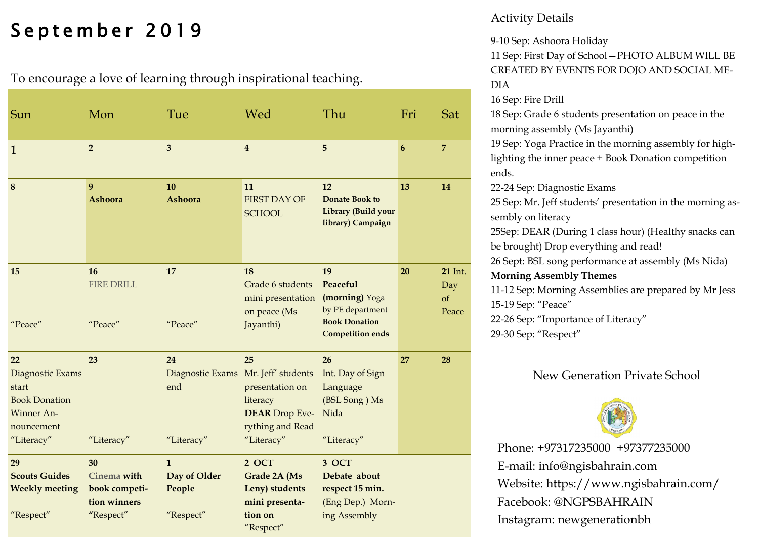# September 2019

To encourage a love of learning through inspirational teaching.

| Sun | Mon | Tue | Wed | Thu | Fri | Sat |
|---|---|---|---|---|---|---|
| 1 | 2 | 3 | 4 | 5 | 6 | 7 |
| 8 | 9 **Ashoora** | 10 **Ashoora** | 11 FIRST DAY OF SCHOOL | 12 **Donate Book to Library (Build your library) Campaign** | 13 | 14 |
| 15 "Peace" | 16 FIRE DRILL "Peace" | 17 "Peace" | 18 Grade 6 students mini presentation on peace (Ms Jayanthi) | 19 **Peaceful (morning)** Yoga by PE department **Book Donation Competition ends** | 20 | 21 Int. Day of Peace |
| 22 Diagnostic Exams start Book Donation Winner Announcement "Literacy" | 23 "Literacy" | 24 Diagnostic Exams end "Literacy" | 25 Mr. Jeff' students presentation on literacy **DEAR** Drop Everything and Read "Literacy" | 26 Int. Day of Sign Language (BSL Song ) Ms Nida "Literacy" | 27 | 28 |
| 29 **Scouts Guides Weekly meeting** "Respect" | 30 **Cinema with book competition winners "Respect"** | 1 **Day of Older People** "Respect" | 2 OCT **Grade 2A (Ms Leny) students mini presentation on** "Respect" | 3 OCT **Debate about respect 15 min.** (Eng Dep.) Morning Assembly | | |

## Activity Details

9-10 Sep: Ashoora Holiday

11 Sep: First Day of School—PHOTO ALBUM WILL BE CREATED BY EVENTS FOR DOJO AND SOCIAL MEDIA

16 Sep: Fire Drill

18 Sep: Grade 6 students presentation on peace in the morning assembly (Ms Jayanthi)

19 Sep: Yoga Practice in the morning assembly for highlighting the inner peace + Book Donation competition ends.

22-24 Sep: Diagnostic Exams

25 Sep: Mr. Jeff students' presentation in the morning assembly on literacy

25Sep: DEAR (During 1 class hour) (Healthy snacks can be brought) Drop everything and read!

26 Sept: BSL song performance at assembly (Ms Nida)

**Morning Assembly Themes**

11-12 Sep: Morning Assemblies are prepared by Mr Jess

15-19 Sep: "Peace"

22-26 Sep: "Importance of Literacy"

29-30 Sep: "Respect"

New Generation Private School

Phone: +97317235000 +97377235000

E-mail: info@ngisbahrain.com

Website: https://www.ngisbahrain.com/

Facebook: @NGPSBAHRAIN

Instagram: newgenerationbh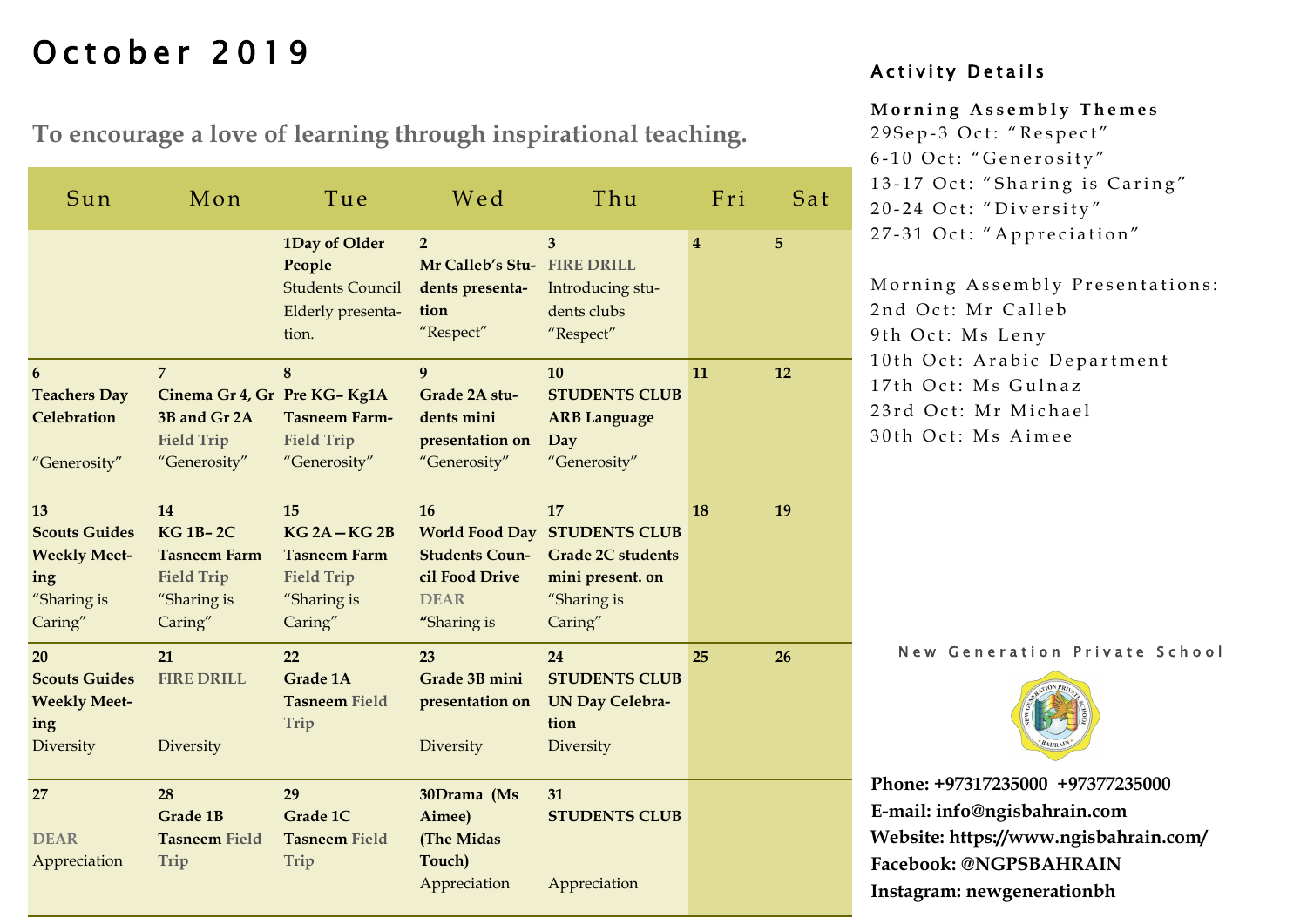# October 2019

**To encourage a love of learning through inspirational teaching.**

| Sun | Mon | Tue | Wed | Thu | Fri | Sat |
|---|---|---|---|---|---|---|
| | | **1Day of Older People** Students Council Elderly presentation. | **2 Mr Calleb's Students presentation** "Respect" | **3** FIRE DRILL Introducing students clubs "Respect" | **4** | **5** |
| **6 Teachers Day Celebration** "Generosity" | **7 Cinema Gr 4, Gr 3B and Gr 2A** Field Trip "Generosity" | **8 Pre KG– Kg1A Tasneem Farm-** Field Trip "Generosity" | **9 Grade 2A students mini presentation on** "Generosity" | **10 STUDENTS CLUB ARB Language Day** "Generosity" | **11** | **12** |
| **13 Scouts Guides Weekly Meeting** "Sharing is Caring" | **14 KG 1B– 2C Tasneem Farm** Field Trip "Sharing is Caring" | **15 KG 2A—KG 2B Tasneem Farm** Field Trip "Sharing is Caring" | **16 World Food Day Students Council Food Drive** DEAR **"**Sharing is | **17 STUDENTS CLUB Grade 2C students mini present. on** "Sharing is Caring" | **18** | **19** |
| **20 Scouts Guides Weekly Meeting** Diversity | **21** FIRE DRILL Diversity | **22 Grade 1A Tasneem** Field Trip | **23 Grade 3B mini presentation on** Diversity | **24 STUDENTS CLUB UN Day Celebration** Diversity | **25** | **26** |
| **27** DEAR Appreciation | **28 Grade 1B Tasneem** Field Trip | **29 Grade 1C Tasneem** Field Trip | **30Drama (Ms Aimee) (The Midas Touch)** Appreciation | **31 STUDENTS CLUB** Appreciation | | |

## Activity Details

**Morning Assembly Themes**

29Sep-3 Oct: "Respect"
6-10 Oct: "Generosity"
13-17 Oct: "Sharing is Caring"
20-24 Oct: "Diversity"
27-31 Oct: "Appreciation"

Morning Assembly Presentations:

2nd Oct: Mr Calleb
9th Oct: Ms Leny
10th Oct: Arabic Department
17th Oct: Ms Gulnaz
23rd Oct: Mr Michael
30th Oct: Ms Aimee

New Generation Private School

**Phone: +97317235000 +97377235000**
**E-mail: info@ngisbahrain.com**
**Website: https://www.ngisbahrain.com/**
**Facebook: @NGPSBAHRAIN**
**Instagram: newgenerationbh**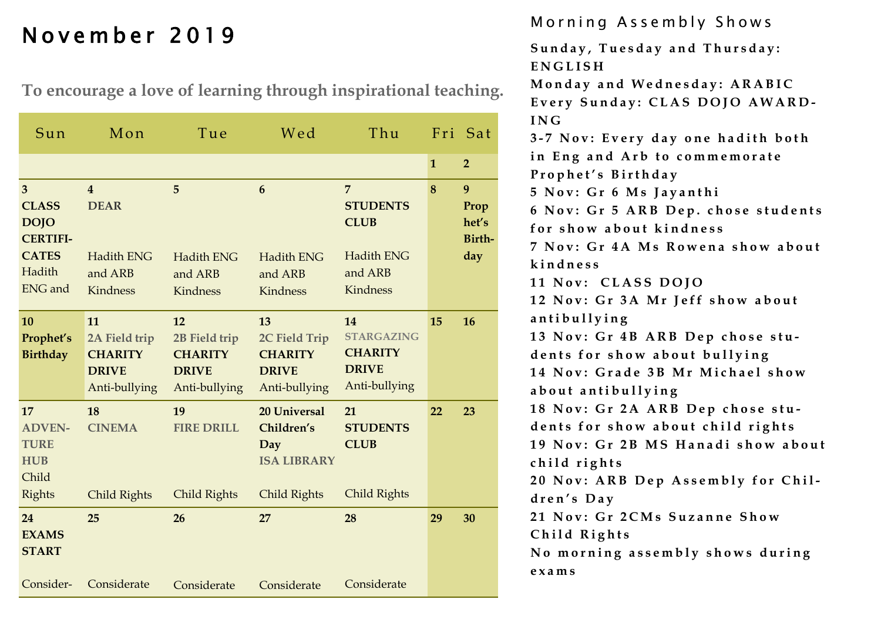# November 2019

**To encourage a love of learning through inspirational teaching.**

| Sun | Mon | Tue | Wed | Thu | Fri | Sat |
|---|---|---|---|---|---|---|
| | | | | | 1 | 2 |
| 3 **CLASS DOJO CERTIFI-CATES** Hadith ENG and | 4 **DEAR** Hadith ENG and ARB Kindness | 5 Hadith ENG and ARB Kindness | 6 Hadith ENG and ARB Kindness | 7 **STUDENTS CLUB** Hadith ENG and ARB Kindness | 8 | 9 **Prophet's Birth-day** |
| 10 **Prophet's Birthday** | 11 **2A Field trip** **CHARITY DRIVE** Anti-bullying | 12 **2B Field trip** **CHARITY DRIVE** Anti-bullying | 13 **2C Field Trip** **CHARITY DRIVE** Anti-bullying | 14 STARGAZING **CHARITY DRIVE** Anti-bullying | 15 | 16 |
| 17 **ADVEN-TURE HUB** Child Rights | 18 **CINEMA** Child Rights | 19 **FIRE DRILL** Child Rights | 20 **Universal Children's Day** **ISA LIBRARY** Child Rights | 21 **STUDENTS CLUB** Child Rights | 22 | 23 |
| 24 **EXAMS START** Consider- | 25 Considerate | 26 Considerate | 27 Considerate | 28 Considerate | 29 | 30 |

## Morning Assembly Shows

**Sunday, Tuesday and Thursday: ENGLISH**
**Monday and Wednesday: ARABIC**
**Every Sunday: CLAS DOJO AWARD-ING**
**3-7 Nov: Every day one hadith both in Eng and Arb to commemorate Prophet's Birthday**
**5 Nov: Gr 6 Ms Jayanthi**
**6 Nov: Gr 5 ARB Dep. chose students for show about kindness**
**7 Nov: Gr 4A Ms Rowena show about kindness**
**11 Nov: CLASS DOJO**
**12 Nov: Gr 3A Mr Jeff show about antibullying**
**13 Nov: Gr 4B ARB Dep chose stu-dents for show about bullying**
**14 Nov: Grade 3B Mr Michael show about antibullying**
**18 Nov: Gr 2A ARB Dep chose stu-dents for show about child rights**
**19 Nov: Gr 2B MS Hanadi show about child rights**
**20 Nov: ARB Dep Assembly for Chil-dren's Day**
**21 Nov: Gr 2CMs Suzanne Show Child Rights**
**No morning assembly shows during exams**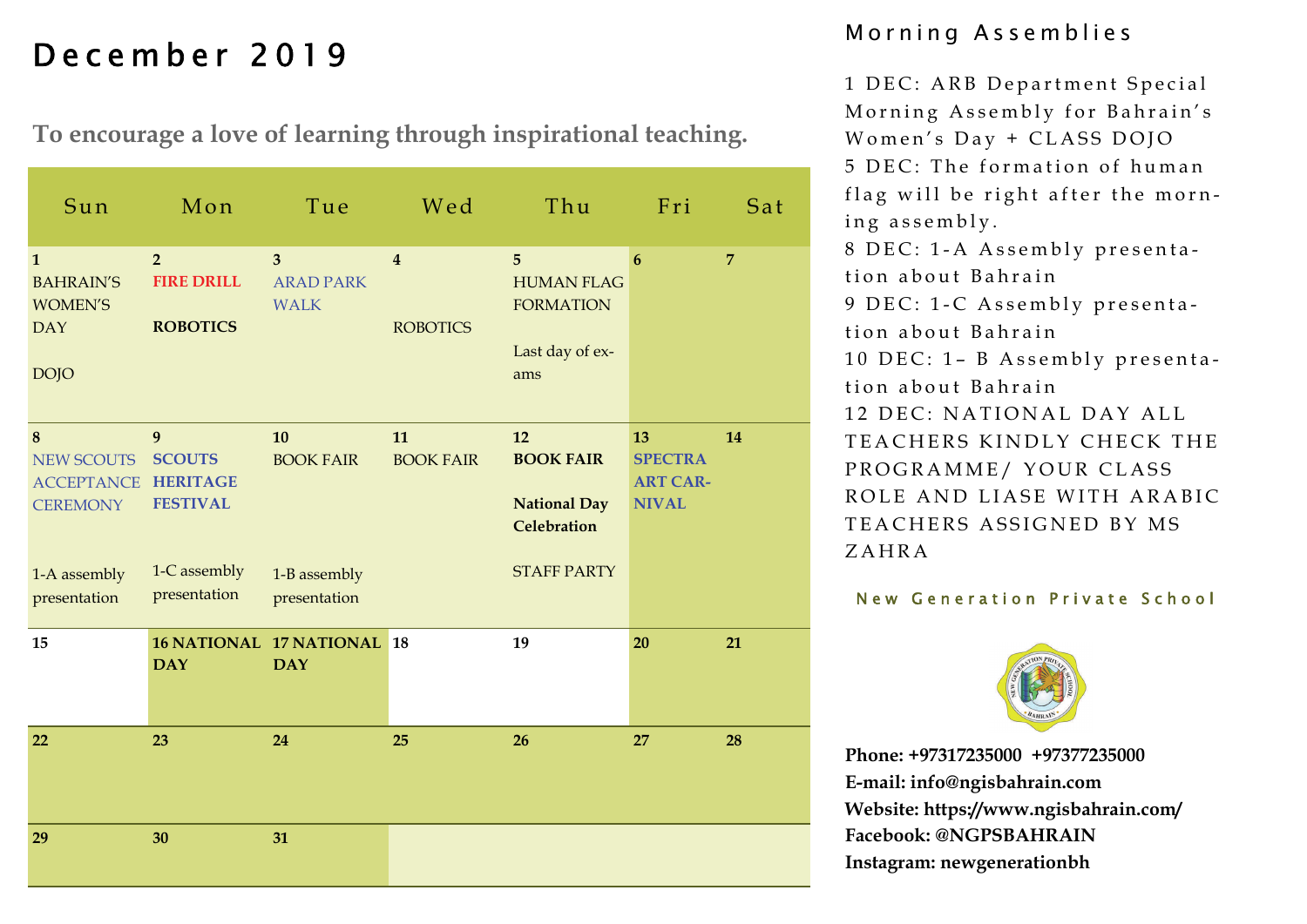# December 2019

**To encourage a love of learning through inspirational teaching.**

| Sun | Mon | Tue | Wed | Thu | Fri | Sat |
|---|---|---|---|---|---|---|
| **1** BAHRAIN'S WOMEN'S DAY<br><br>DOJO | **2** **FIRE DRILL**<br><br>**ROBOTICS** | **3** ARAD PARK WALK | **4**<br><br>ROBOTICS | **5** HUMAN FLAG FORMATION<br><br>Last day of exams | **6** | **7** |
| **8** NEW SCOUTS ACCEPTANCE CEREMONY<br><br>1-A assembly presentation | **9** **SCOUTS HERITAGE FESTIVAL**<br><br>1-C assembly presentation | **10** BOOK FAIR<br><br>1-B assembly presentation | **11** BOOK FAIR | **12** **BOOK FAIR**<br><br>**National Day Celebration**<br><br>STAFF PARTY | **13** **SPECTRA ART CARNIVAL** | **14** |
| **15** | **16 NATIONAL DAY** | **17 NATIONAL DAY** | **18** | **19** | **20** | **21** |
| **22** | **23** | **24** | **25** | **26** | **27** | **28** |
| **29** | **30** | **31** | | | | |

## Morning Assemblies

1 DEC: ARB Department Special Morning Assembly for Bahrain's Women's Day + CLASS DOJO

5 DEC: The formation of human flag will be right after the morning assembly.

8 DEC: 1-A Assembly presentation about Bahrain

9 DEC: 1-C Assembly presentation about Bahrain

10 DEC: 1– B Assembly presentation about Bahrain

12 DEC: NATIONAL DAY ALL TEACHERS KINDLY CHECK THE PROGRAMME/ YOUR CLASS ROLE AND LIASE WITH ARABIC TEACHERS ASSIGNED BY MS ZAHRA

New Generation Private School

**Phone: +97317235000 +97377235000**
**E-mail: info@ngisbahrain.com**
**Website: https://www.ngisbahrain.com/**
**Facebook: @NGPSBAHRAIN**
**Instagram: newgenerationbh**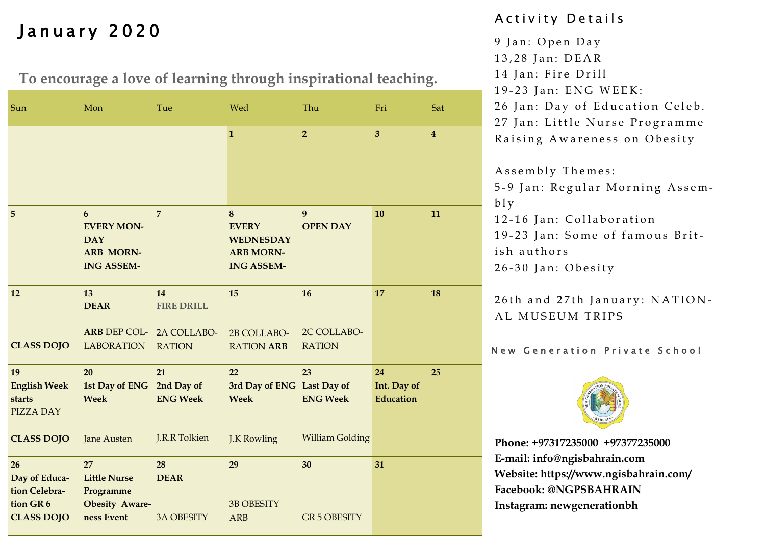# January 2020

**To encourage a love of learning through inspirational teaching.**

| Sun | Mon | Tue | Wed | Thu | Fri | Sat |
|---|---|---|---|---|---|---|
| | | | **1** | **2** | **3** | **4** |
| **5** | **6** **EVERY MONDAY ARB MORNING ASSEM-** | **7** | **8** **EVERY WEDNESDAY ARB MORNING ASSEM-** | **9** **OPEN DAY** | **10** | **11** |
| **12** **CLASS DOJO** | **13** **DEAR** **ARB** DEP COLLABORATION | **14** FIRE DRILL 2A COLLABORATION | **15** 2B COLLABORATION **ARB** | **16** 2C COLLABORATION | **17** | **18** |
| **19** **English Week starts** PIZZA DAY **CLASS DOJO** | **20** **1st Day of ENG Week** Jane Austen | **21** **2nd Day of ENG Week** J.R.R Tolkien | **22** **3rd Day of ENG Week** J.K Rowling | **23** **Last Day of ENG Week** William Golding | **24** **Int. Day of Education** | **25** |
| **26** **Day of Education Celebration GR 6** **CLASS DOJO** | **27** **Little Nurse Programme Obesity Awareness Event** | **28** **DEAR** 3A OBESITY | **29** 3B OBESITY ARB | **30** GR 5 OBESITY | **31** | |

## Activity Details

9 Jan: Open Day
13,28 Jan: DEAR
14 Jan: Fire Drill
19-23 Jan: ENG WEEK:
26 Jan: Day of Education Celeb.
27 Jan: Little Nurse Programme Raising Awareness on Obesity

Assembly Themes:
5-9 Jan: Regular Morning Assembly
12-16 Jan: Collaboration
19-23 Jan: Some of famous British authors
26-30 Jan: Obesity

26th and 27th January: NATIONAL MUSEUM TRIPS

New Generation Private School

**Phone: +97317235000 +97377235000**
**E-mail: info@ngisbahrain.com**
**Website: https://www.ngisbahrain.com/**
**Facebook: @NGPSBAHRAIN**
**Instagram: newgenerationbh**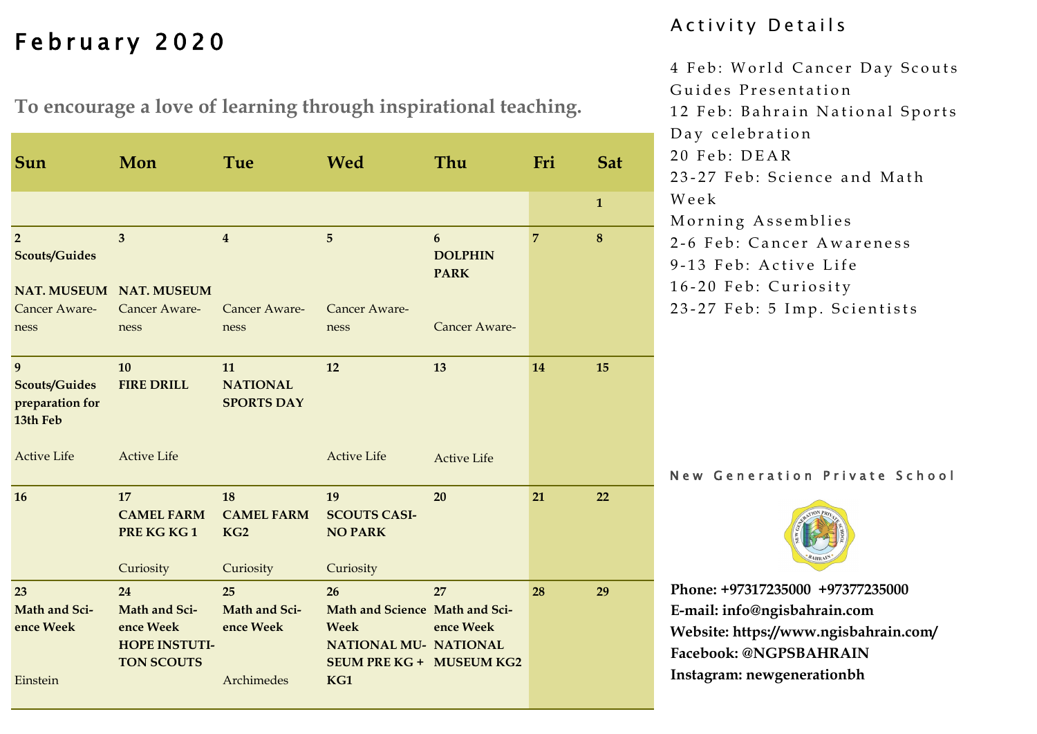# February 2020

**To encourage a love of learning through inspirational teaching.**

| Sun | Mon | Tue | Wed | Thu | Fri | Sat |
|---|---|---|---|---|---|---|
| | | | | | | **1** |
| **2** **Scouts/Guides** **NAT. MUSEUM** Cancer Awareness | **3** **NAT. MUSEUM** Cancer Awareness | **4** Cancer Awareness | **5** Cancer Awareness | **6** **DOLPHIN PARK** Cancer Aware- | **7** | **8** |
| **9** **Scouts/Guides preparation for 13th Feb** Active Life | **10** **FIRE DRILL** Active Life | **11** **NATIONAL SPORTS DAY** | **12** Active Life | **13** Active Life | **14** | **15** |
| **16** | **17** **CAMEL FARM PRE KG KG 1** Curiosity | **18** **CAMEL FARM KG2** Curiosity | **19** **SCOUTS CASINO PARK** Curiosity | **20** | **21** | **22** |
| **23** **Math and Science Week** Einstein | **24** **Math and Science Week** **HOPE INSTUTITON SCOUTS** | **25** **Math and Science Week** Archimedes | **26** **Math and Science Week** **NATIONAL MUSEUM PRE KG + KG1** | **27** **Math and Science Week** **NATIONAL MUSEUM KG2** | **28** | **29** |

## Activity Details

4 Feb: World Cancer Day Scouts Guides Presentation
12 Feb: Bahrain National Sports Day celebration
20 Feb: DEAR
23-27 Feb: Science and Math Week

Morning Assemblies
2-6 Feb: Cancer Awareness
9-13 Feb: Active Life
16-20 Feb: Curiosity
23-27 Feb: 5 Imp. Scientists

New Generation Private School

**Phone: +97317235000 +97377235000**
**E-mail: info@ngisbahrain.com**
**Website: https://www.ngisbahrain.com/**
**Facebook: @NGPSBAHRAIN**
**Instagram: newgenerationbh**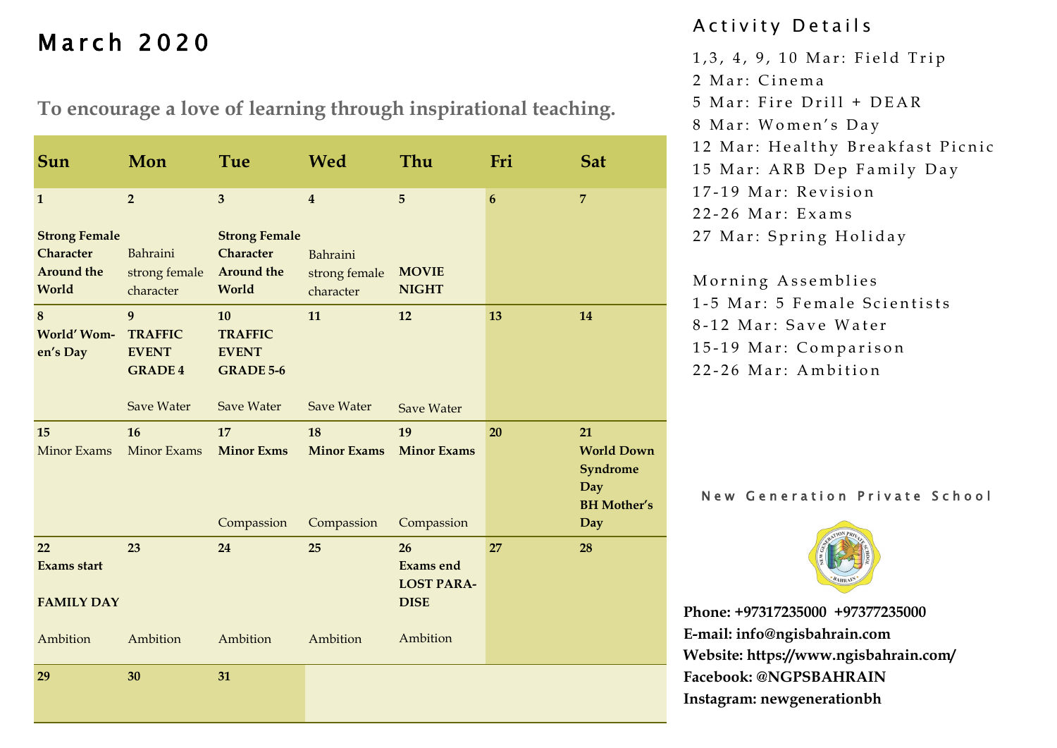# March 2020

**To encourage a love of learning through inspirational teaching.**

| Sun | Mon | Tue | Wed | Thu | Fri | Sat |
|---|---|---|---|---|---|---|
| 1 **Strong Female Character Around the World** | 2 Bahraini strong female character | 3 **Strong Female Character Around the World** | 4 Bahraini strong female character | 5 **MOVIE NIGHT** | 6 | 7 |
| 8 **World' Women's Day** | 9 **TRAFFIC EVENT GRADE 4** Save Water | 10 **TRAFFIC EVENT GRADE 5-6** Save Water | 11 Save Water | 12 Save Water | 13 | 14 |
| 15 Minor Exams | 16 Minor Exams | 17 **Minor Exms** Compassion | 18 **Minor Exams** Compassion | 19 **Minor Exams** Compassion | 20 | 21 **World Down Syndrome Day BH Mother's Day** |
| 22 **Exams start FAMILY DAY** Ambition | 23 Ambition | 24 Ambition | 25 Ambition | 26 **Exams end LOST PARADISE** Ambition | 27 | 28 |
| 29 | 30 | 31 | | | | |

## Activity Details

1,3, 4, 9, 10 Mar: Field Trip
2 Mar: Cinema
5 Mar: Fire Drill + DEAR
8 Mar: Women's Day
12 Mar: Healthy Breakfast Picnic
15 Mar: ARB Dep Family Day
17-19 Mar: Revision
22-26 Mar: Exams
27 Mar: Spring Holiday

Morning Assemblies
1-5 Mar: 5 Female Scientists
8-12 Mar: Save Water
15-19 Mar: Comparison
22-26 Mar: Ambition

New Generation Private School

**Phone: +97317235000 +97377235000**
**E-mail: info@ngisbahrain.com**
**Website: https://www.ngisbahrain.com/**
**Facebook: @NGPSBAHRAIN**
**Instagram: newgenerationbh**